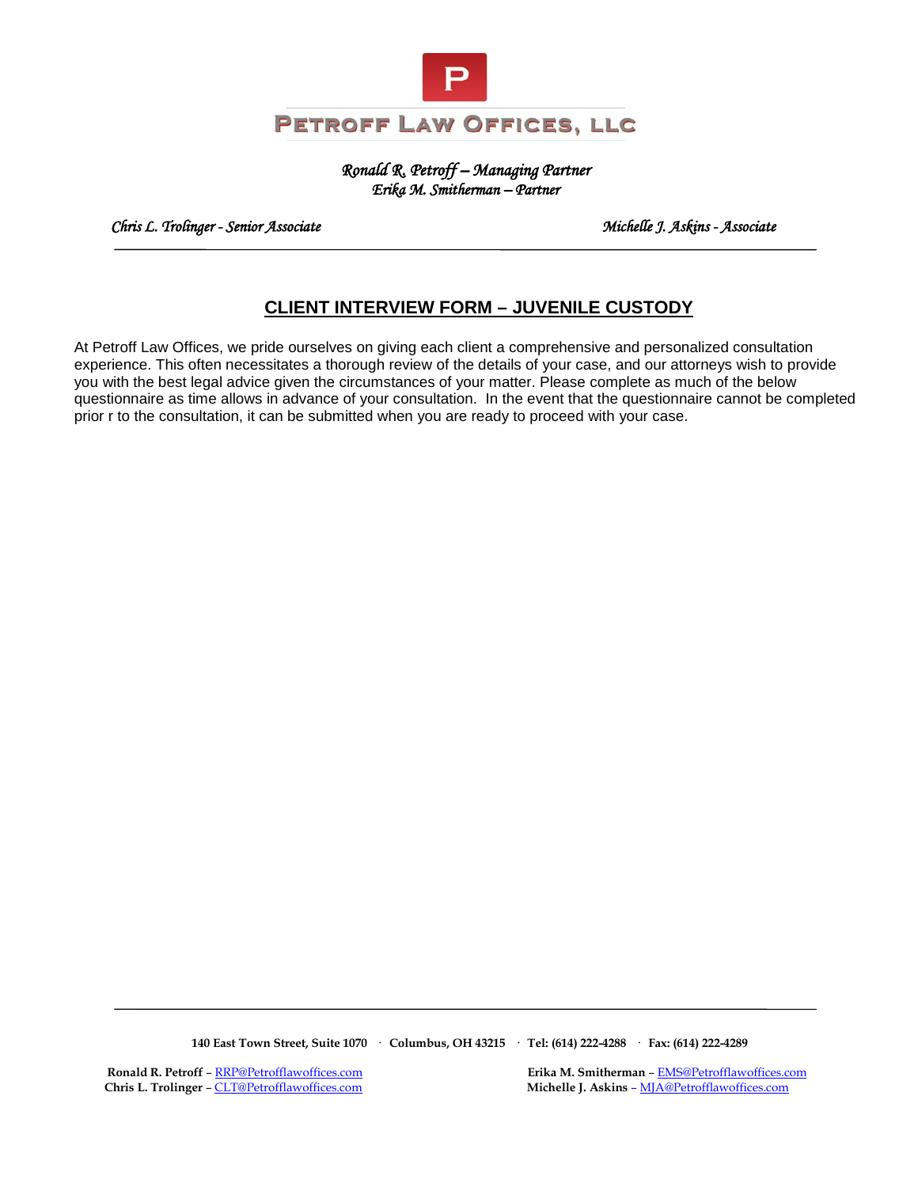# Petroff Law Offices, LLC

*Ronald R. Petroff – Managing Partner*
*Erika M. Smitherman – Partner*

*Chris L. Trolinger - Senior Associate* | *Michelle J. Askins - Associate*

## CLIENT INTERVIEW FORM – JUVENILE CUSTODY

At Petroff Law Offices, we pride ourselves on giving each client a comprehensive and personalized consultation experience. This often necessitates a thorough review of the details of your case, and our attorneys wish to provide you with the best legal advice given the circumstances of your matter. Please complete as much of the below questionnaire as time allows in advance of your consultation. In the event that the questionnaire cannot be completed prior r to the consultation, it can be submitted when you are ready to proceed with your case.

**140 East Town Street, Suite 1070 · Columbus, OH 43215 · Tel: (614) 222-4288 · Fax: (614) 222-4289**

**Ronald R. Petroff** – RRP@Petrofflawoffices.com
**Erika M. Smitherman** – EMS@Petrofflawoffices.com
**Chris L. Trolinger** – CLT@Petrofflawoffices.com
**Michelle J. Askins** – MJA@Petrofflawoffices.com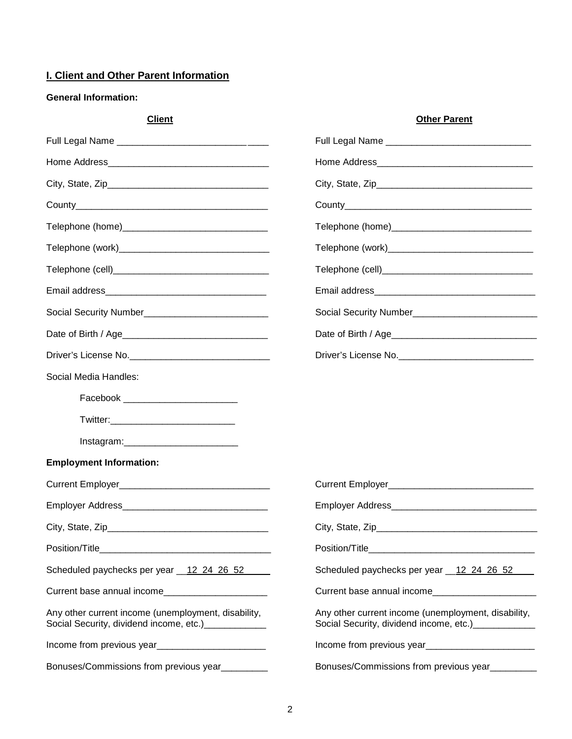## I. Client and Other Parent Information

**General Information:**

**Client**

Full Legal Name _____________________________

Home Address_______________________________

City, State, Zip_______________________________

County_____________________________________

Telephone (home)____________________________

Telephone (work)_____________________________

Telephone (cell)______________________________

Email address_______________________________

Social Security Number________________________

Date of Birth / Age____________________________

Driver's License No.___________________________

Social Media Handles:

- Facebook ______________________
- Twitter:________________________
- Instagram:______________________

**Other Parent**

Full Legal Name ____________________________

Home Address______________________________

City, State, Zip______________________________

County____________________________________

Telephone (home)___________________________

Telephone (work)____________________________

Telephone (cell)_____________________________

Email address_______________________________

Social Security Number________________________

Date of Birth / Age____________________________

Driver's License No.__________________________

**Employment Information:**

**Client**

Current Employer_____________________________

Employer Address____________________________

City, State, Zip_______________________________

Position/Title_________________________________

Scheduled paychecks per year __12 24 26 52_____

Current base annual income____________________

Any other current income (unemployment, disability, Social Security, dividend income, etc.)____________

Income from previous year_____________________

Bonuses/Commissions from previous year_________

**Other Parent**

Current Employer____________________________

Employer Address____________________________

City, State, Zip_______________________________

Position/Title________________________________

Scheduled paychecks per year __12 24 26 52____

Current base annual income____________________

Any other current income (unemployment, disability, Social Security, dividend income, etc.)____________

Income from previous year_____________________

Bonuses/Commissions from previous year_________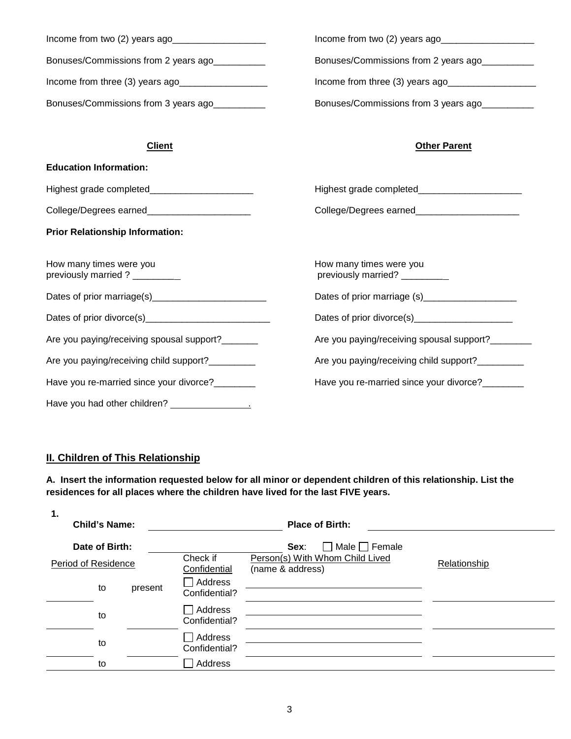| | |
|---|---|
| Income from two (2) years ago__________________ | Income from two (2) years ago__________________ |
| Bonuses/Commissions from 2 years ago__________ | Bonuses/Commissions from 2 years ago__________ |
| Income from three (3) years ago_________________ | Income from three (3) years ago_________________ |
| Bonuses/Commissions from 3 years ago__________ | Bonuses/Commissions from 3 years ago__________ |

| **Client** | **Other Parent** |
|---|---|
| **Education Information:** | |
| Highest grade completed____________________ | Highest grade completed____________________ |
| College/Degrees earned____________________ | College/Degrees earned____________________ |
| **Prior Relationship Information:** | |
| How many times were you previously married ? _________ | How many times were you previously married? _________ |
| Dates of prior marriage(s)______________________ | Dates of prior marriage (s)__________________ |
| Dates of prior divorce(s)________________________ | Dates of prior divorce(s)___________________ |
| Are you paying/receiving spousal support?_______ | Are you paying/receiving spousal support?________ |
| Are you paying/receiving child support?_________ | Are you paying/receiving child support?_________ |
| Have you re-married since your divorce?________ | Have you re-married since your divorce?________ |
| Have you had other children? _______________. | |

## II. Children of This Relationship

**A. Insert the information requested below for all minor or dependent children of this relationship. List the residences for all places where the children have lived for the last FIVE years.**

**1.**

**Child's Name:** ______________________ **Place of Birth:** ______________________

**Date of Birth:** ______________________ **Sex**: ☐ Male ☐ Female

| Period of Residence | | | Check if Confidential | Person(s) With Whom Child Lived (name & address) | Relationship |
|---|---|---|---|---|---|
| ________ | to | present | ☐ Address Confidential? | ______________________ | ______________ |
| ________ | to | ________ | ☐ Address Confidential? | ______________________ | ______________ |
| ________ | to | ________ | ☐ Address Confidential? | ______________________ | ______________ |
| ________ | to | ________ | ☐ Address | ______________________ | ______________ |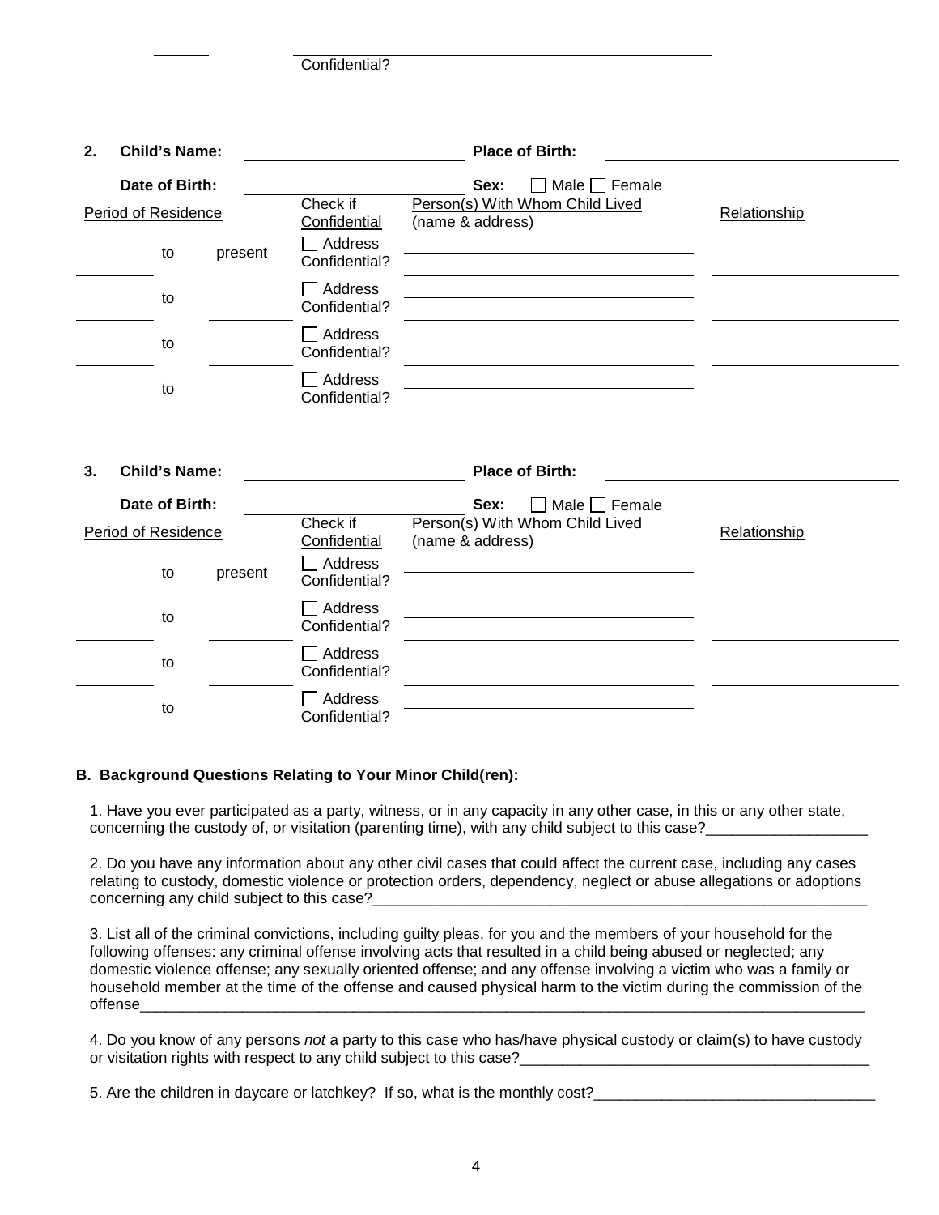Confidential?

**2. Child's Name:** ____________________ **Place of Birth:** ____________________

**Date of Birth:** ____________________ **Sex:** ☐ Male ☐ Female

| Period of Residence | | | Check if Confidential | Person(s) With Whom Child Lived (name & address) | Relationship |
|---|---|---|---|---|---|
| | to | present | ☐ Address Confidential? | | |
| | to | | ☐ Address Confidential? | | |
| | to | | ☐ Address Confidential? | | |
| | to | | ☐ Address Confidential? | | |

**3. Child's Name:** ____________________ **Place of Birth:** ____________________

**Date of Birth:** ____________________ **Sex:** ☐ Male ☐ Female

| Period of Residence | | | Check if Confidential | Person(s) With Whom Child Lived (name & address) | Relationship |
|---|---|---|---|---|---|
| | to | present | ☐ Address Confidential? | | |
| | to | | ☐ Address Confidential? | | |
| | to | | ☐ Address Confidential? | | |
| | to | | ☐ Address Confidential? | | |

**B. Background Questions Relating to Your Minor Child(ren):**

1. Have you ever participated as a party, witness, or in any capacity in any other case, in this or any other state, concerning the custody of, or visitation (parenting time), with any child subject to this case?___________________

2. Do you have any information about any other civil cases that could affect the current case, including any cases relating to custody, domestic violence or protection orders, dependency, neglect or abuse allegations or adoptions concerning any child subject to this case?_____________________________________________________________

3. List all of the criminal convictions, including guilty pleas, for you and the members of your household for the following offenses: any criminal offense involving acts that resulted in a child being abused or neglected; any domestic violence offense; any sexually oriented offense; and any offense involving a victim who was a family or household member at the time of the offense and caused physical harm to the victim during the commission of the offense_____________________________________________________________________________________

4. Do you know of any persons *not* a party to this case who has/have physical custody or claim(s) to have custody or visitation rights with respect to any child subject to this case?__________________________________________

5. Are the children in daycare or latchkey? If so, what is the monthly cost?_________________________________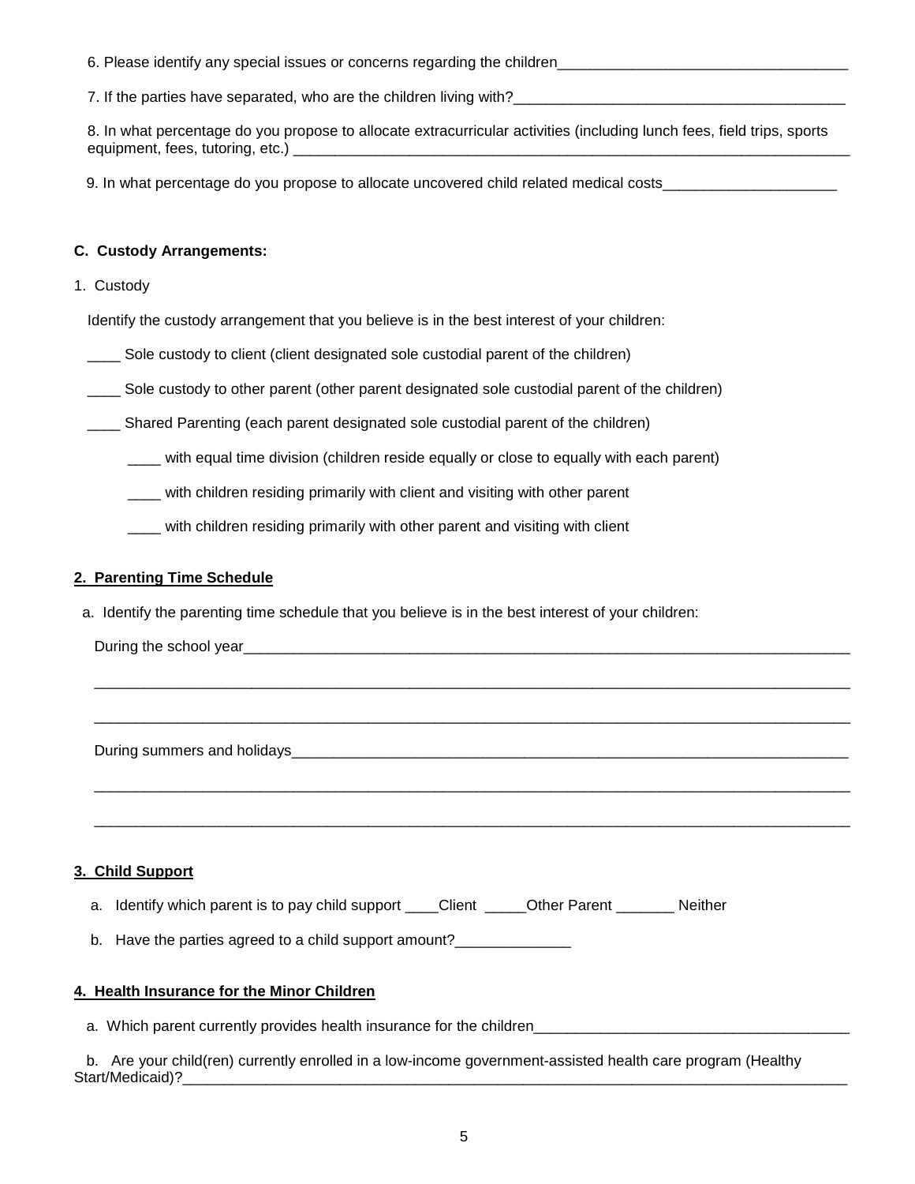6. Please identify any special issues or concerns regarding the children___________________________________

7. If the parties have separated, who are the children living with?_______________________________________

8. In what percentage do you propose to allocate extracurricular activities (including lunch fees, field trips, sports equipment, fees, tutoring, etc.) ____________________________________________________________________

9. In what percentage do you propose to allocate uncovered child related medical costs_____________________

**C. Custody Arrangements:**

1. Custody

Identify the custody arrangement that you believe is in the best interest of your children:

____ Sole custody to client (client designated sole custodial parent of the children)

____ Sole custody to other parent (other parent designated sole custodial parent of the children)

____ Shared Parenting (each parent designated sole custodial parent of the children)

  ____ with equal time division (children reside equally or close to equally with each parent)

  ____ with children residing primarily with client and visiting with other parent

  ____ with children residing primarily with other parent and visiting with client

**2. Parenting Time Schedule**

a. Identify the parenting time schedule that you believe is in the best interest of your children:

During the school year_____________________________________________________________________________

___________________________________________________________________________________________

___________________________________________________________________________________________

During summers and holidays_______________________________________________________________________

___________________________________________________________________________________________

___________________________________________________________________________________________

**3. Child Support**

a. Identify which parent is to pay child support ____Client _____Other Parent _______ Neither

b. Have the parties agreed to a child support amount?______________

**4. Health Insurance for the Minor Children**

a. Which parent currently provides health insurance for the children______________________________________

b. Are your child(ren) currently enrolled in a low-income government-assisted health care program (Healthy Start/Medicaid)?__________________________________________________________________________________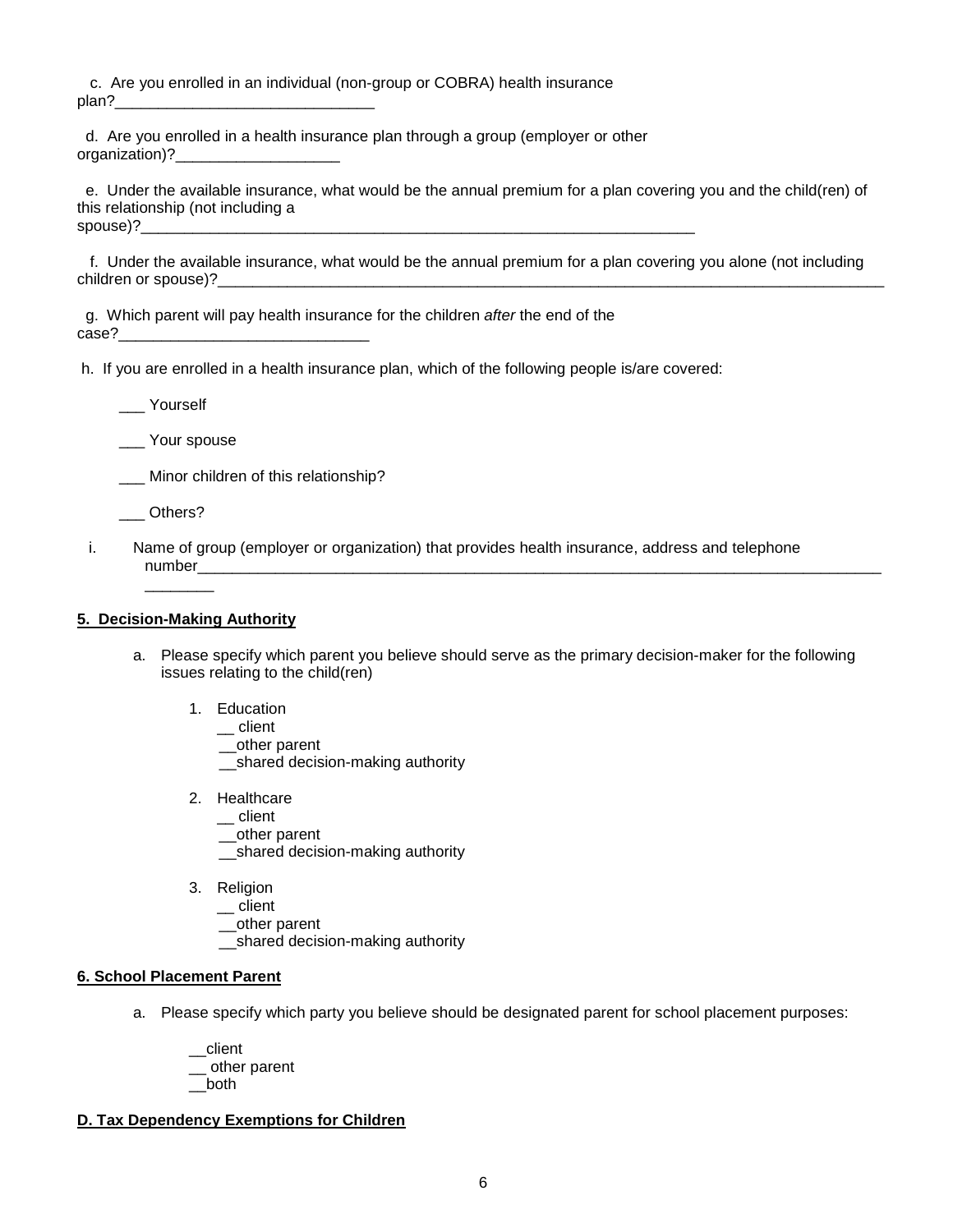c. Are you enrolled in an individual (non-group or COBRA) health insurance plan?______________________________

d. Are you enrolled in a health insurance plan through a group (employer or other organization)?___________________

e. Under the available insurance, what would be the annual premium for a plan covering you and the child(ren) of this relationship (not including a spouse)?_____________________________________________________________________

f. Under the available insurance, what would be the annual premium for a plan covering you alone (not including children or spouse)?____________________________________________________________________________________

g. Which parent will pay health insurance for the children *after* the end of the case?_____________________________

h. If you are enrolled in a health insurance plan, which of the following people is/are covered:

___ Yourself

___ Your spouse

___ Minor children of this relationship?

___ Others?

i. Name of group (employer or organization) that provides health insurance, address and telephone number_____________________________________________________________________________________________

**5. Decision-Making Authority**

a. Please specify which parent you believe should serve as the primary decision-maker for the following issues relating to the child(ren)

1. Education
   __ client
   __other parent
   __shared decision-making authority

2. Healthcare
   __ client
   __other parent
   __shared decision-making authority

3. Religion
   __ client
   __other parent
   __shared decision-making authority

**6. School Placement Parent**

a. Please specify which party you believe should be designated parent for school placement purposes:

__client
__ other parent
__both

**D. Tax Dependency Exemptions for Children**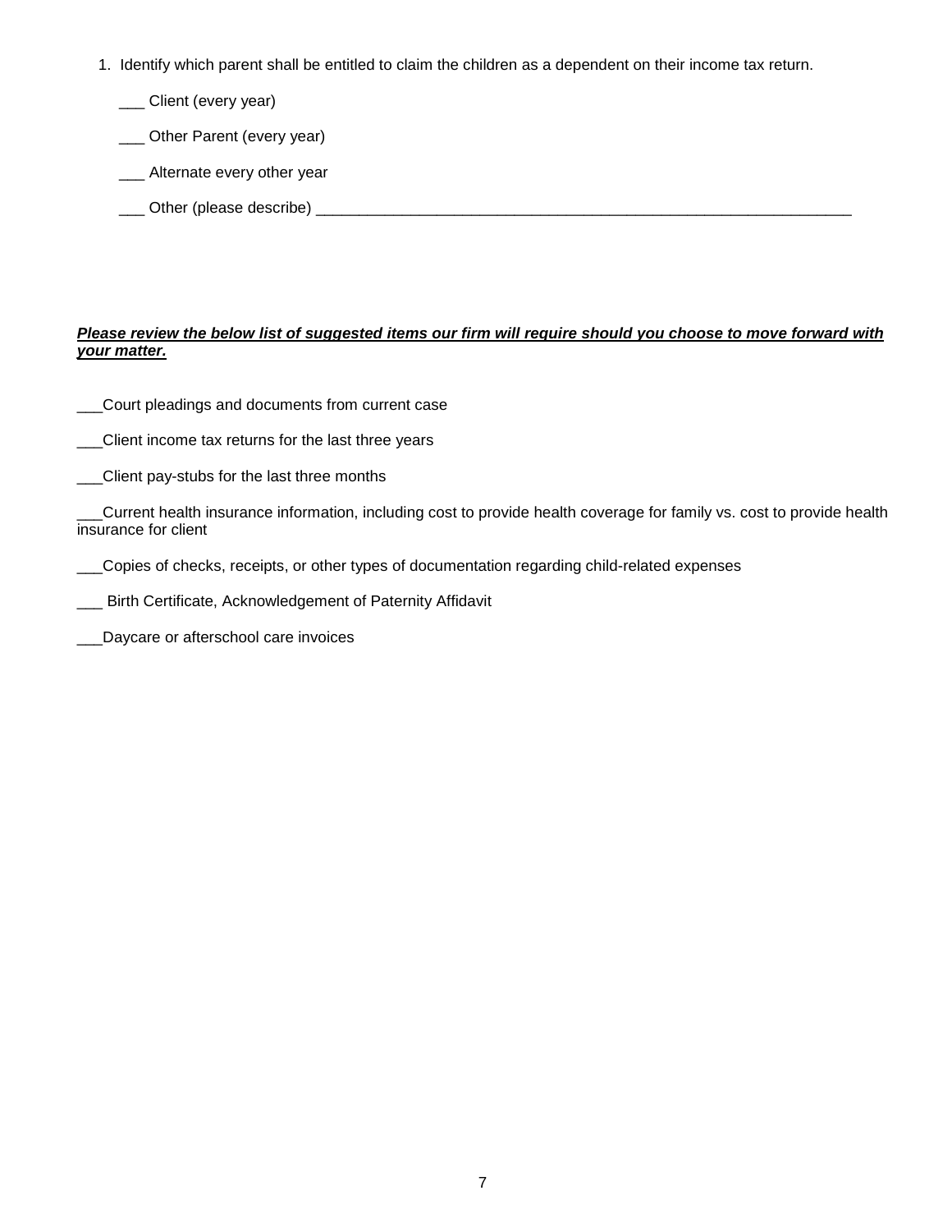1. Identify which parent shall be entitled to claim the children as a dependent on their income tax return.

   ___ Client (every year)

   ___ Other Parent (every year)

   ___ Alternate every other year

   ___ Other (please describe) ____________________________________________________________

***Please review the below list of suggested items our firm will require should you choose to move forward with your matter.***

___Court pleadings and documents from current case

___Client income tax returns for the last three years

___Client pay-stubs for the last three months

___Current health insurance information, including cost to provide health coverage for family vs. cost to provide health insurance for client

___Copies of checks, receipts, or other types of documentation regarding child-related expenses

___ Birth Certificate, Acknowledgement of Paternity Affidavit

___Daycare or afterschool care invoices